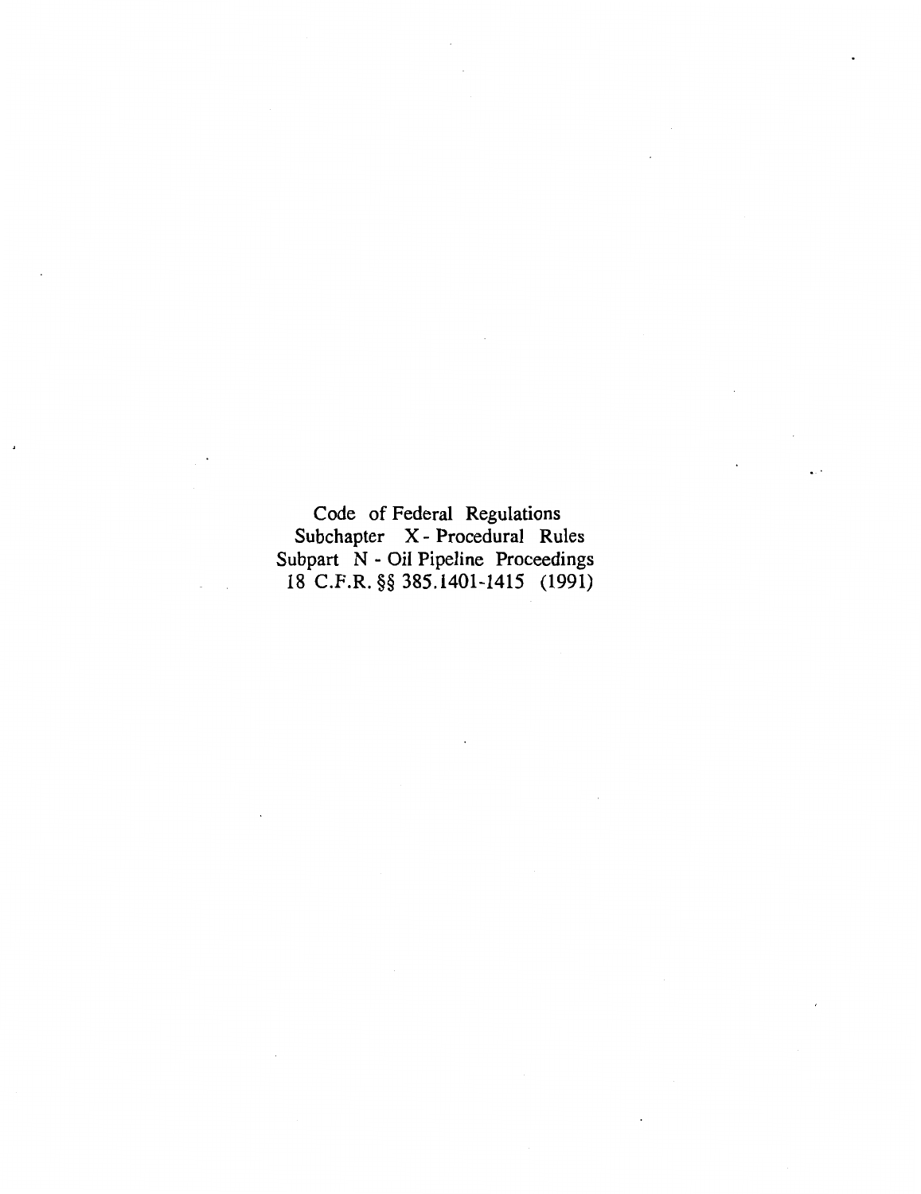Code of Federal Regulations
Subchapter X - Procedural Rules
Subpart N - Oil Pipeline Proceedings
18 C.F.R. §§ 385.1401-1415 (1991)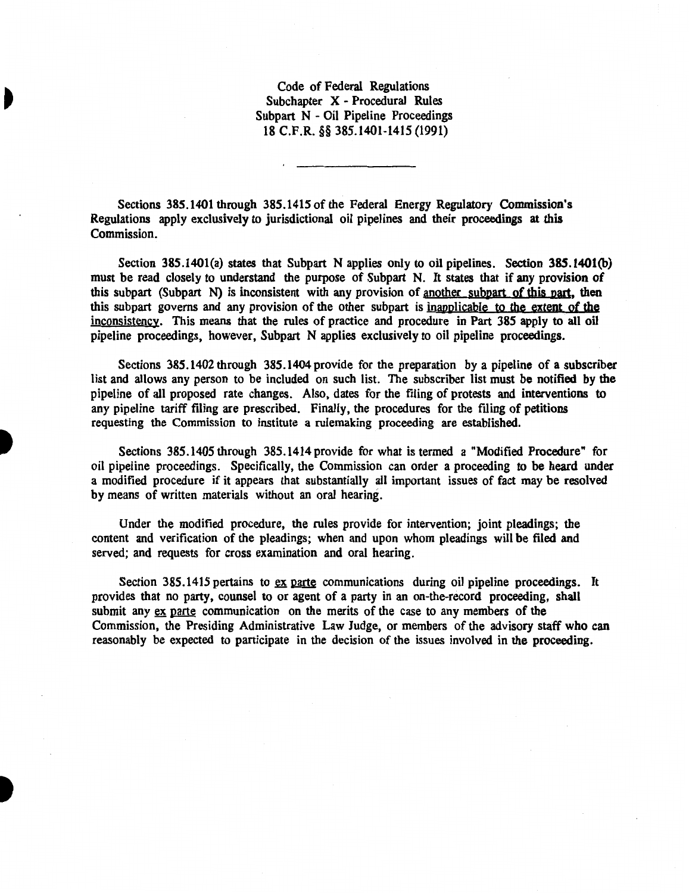Code of Federal Regulations  
Subchapter X - Procedural Rules  
Subpart N - Oil Pipeline Proceedings  
18 C.F.R. §§ 385.1401-1415 (1991)

---

Sections 385.1401 through 385.1415 of the Federal Energy Regulatory Commission's Regulations apply exclusively to jurisdictional oil pipelines and their proceedings at this Commission.

Section 385.1401(a) states that Subpart N applies only to oil pipelines. Section 385.1401(b) must be read closely to understand the purpose of Subpart N. It states that if any provision of this subpart (Subpart N) is inconsistent with any provision of another subpart of this part, then this subpart governs and any provision of the other subpart is inapplicable to the extent of the inconsistency. This means that the rules of practice and procedure in Part 385 apply to all oil pipeline proceedings, however, Subpart N applies exclusively to oil pipeline proceedings.

Sections 385.1402 through 385.1404 provide for the preparation by a pipeline of a subscriber list and allows any person to be included on such list. The subscriber list must be notified by the pipeline of all proposed rate changes. Also, dates for the filing of protests and interventions to any pipeline tariff filing are prescribed. Finally, the procedures for the filing of petitions requesting the Commission to institute a rulemaking proceeding are established.

Sections 385.1405 through 385.1414 provide for what is termed a "Modified Procedure" for oil pipeline proceedings. Specifically, the Commission can order a proceeding to be heard under a modified procedure if it appears that substantially all important issues of fact may be resolved by means of written materials without an oral hearing.

Under the modified procedure, the rules provide for intervention; joint pleadings; the content and verification of the pleadings; when and upon whom pleadings will be filed and served; and requests for cross examination and oral hearing.

Section 385.1415 pertains to *ex parte* communications during oil pipeline proceedings. It provides that no party, counsel to or agent of a party in an on-the-record proceeding, shall submit any *ex parte* communication on the merits of the case to any members of the Commission, the Presiding Administrative Law Judge, or members of the advisory staff who can reasonably be expected to participate in the decision of the issues involved in the proceeding.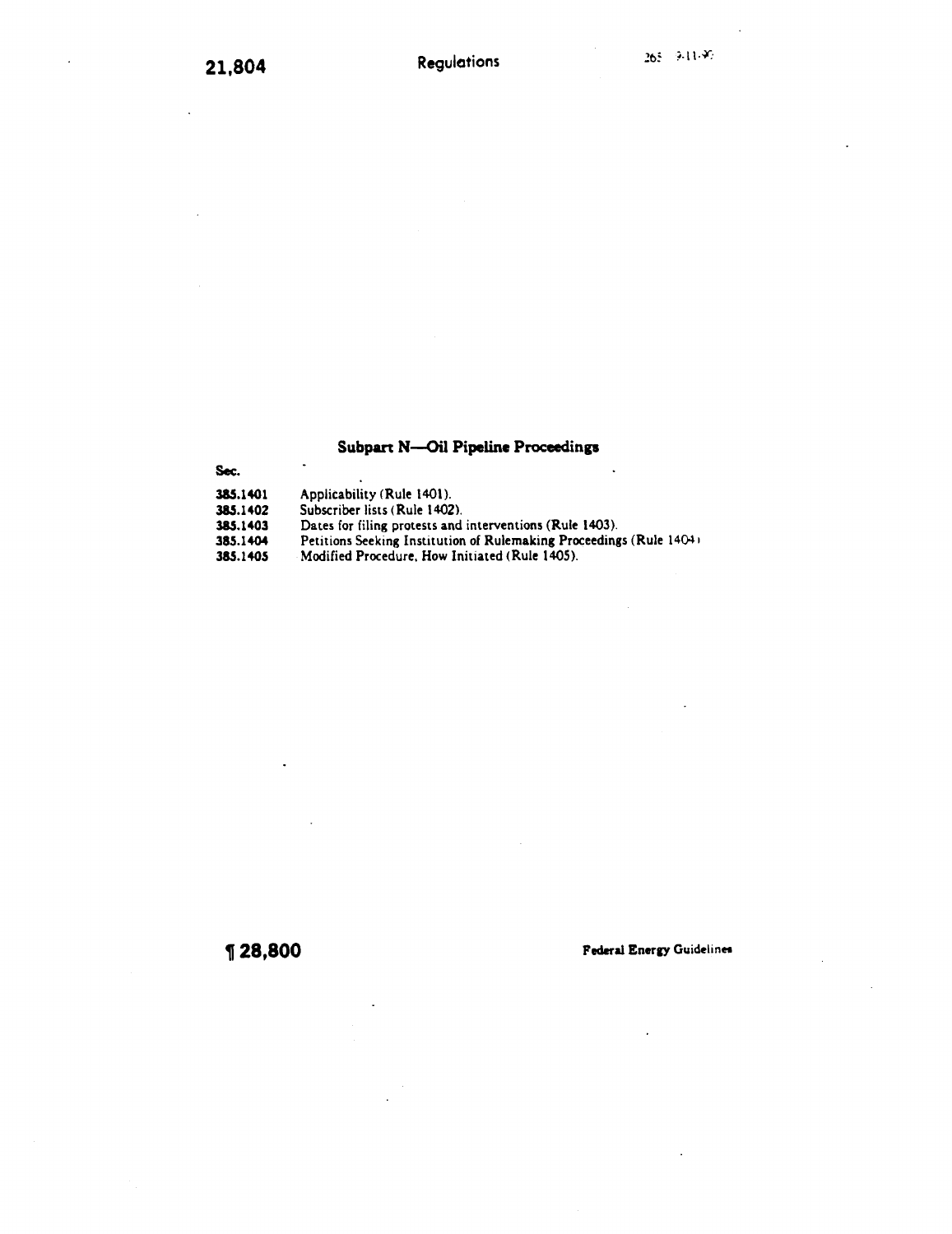## Subpart N—Oil Pipeline Proceedings

| Sec. | |
|---|---|
| 385.1401 | Applicability (Rule 1401). |
| 385.1402 | Subscriber lists (Rule 1402). |
| 385.1403 | Dates for filing protests and interventions (Rule 1403). |
| 385.1404 | Petitions Seeking Institution of Rulemaking Proceedings (Rule 1404) |
| 385.1405 | Modified Procedure, How Initiated (Rule 1405). |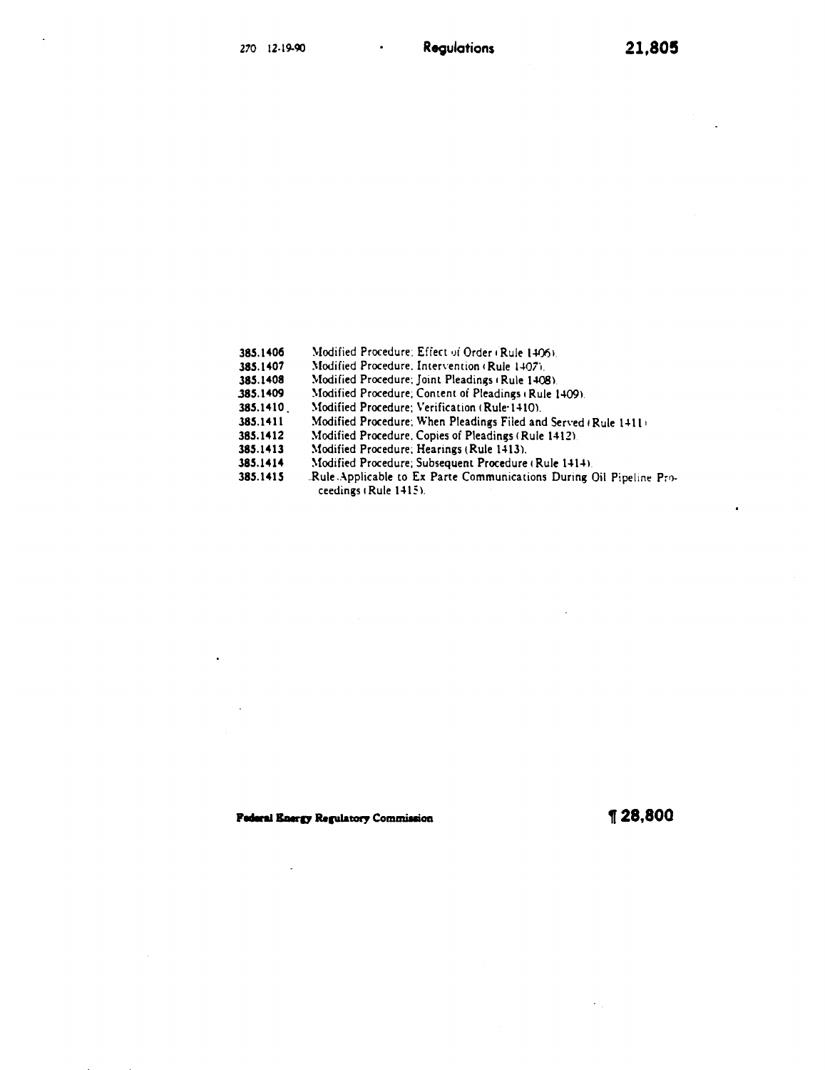| | |
|---|---|
| **385.1406** | Modified Procedure; Effect of Order (Rule 1406). |
| **385.1407** | Modified Procedure; Intervention (Rule 1407). |
| **385.1408** | Modified Procedure; Joint Pleadings (Rule 1408). |
| **385.1409** | Modified Procedure; Content of Pleadings (Rule 1409). |
| **385.1410** | Modified Procedure; Verification (Rule 1410). |
| **385.1411** | Modified Procedure; When Pleadings Filed and Served (Rule 1411) |
| **385.1412** | Modified Procedure; Copies of Pleadings (Rule 1412). |
| **385.1413** | Modified Procedure; Hearings (Rule 1413). |
| **385.1414** | Modified Procedure; Subsequent Procedure (Rule 1414). |
| **385.1415** | Rule Applicable to Ex Parte Communications During Oil Pipeline Proceedings (Rule 1415). |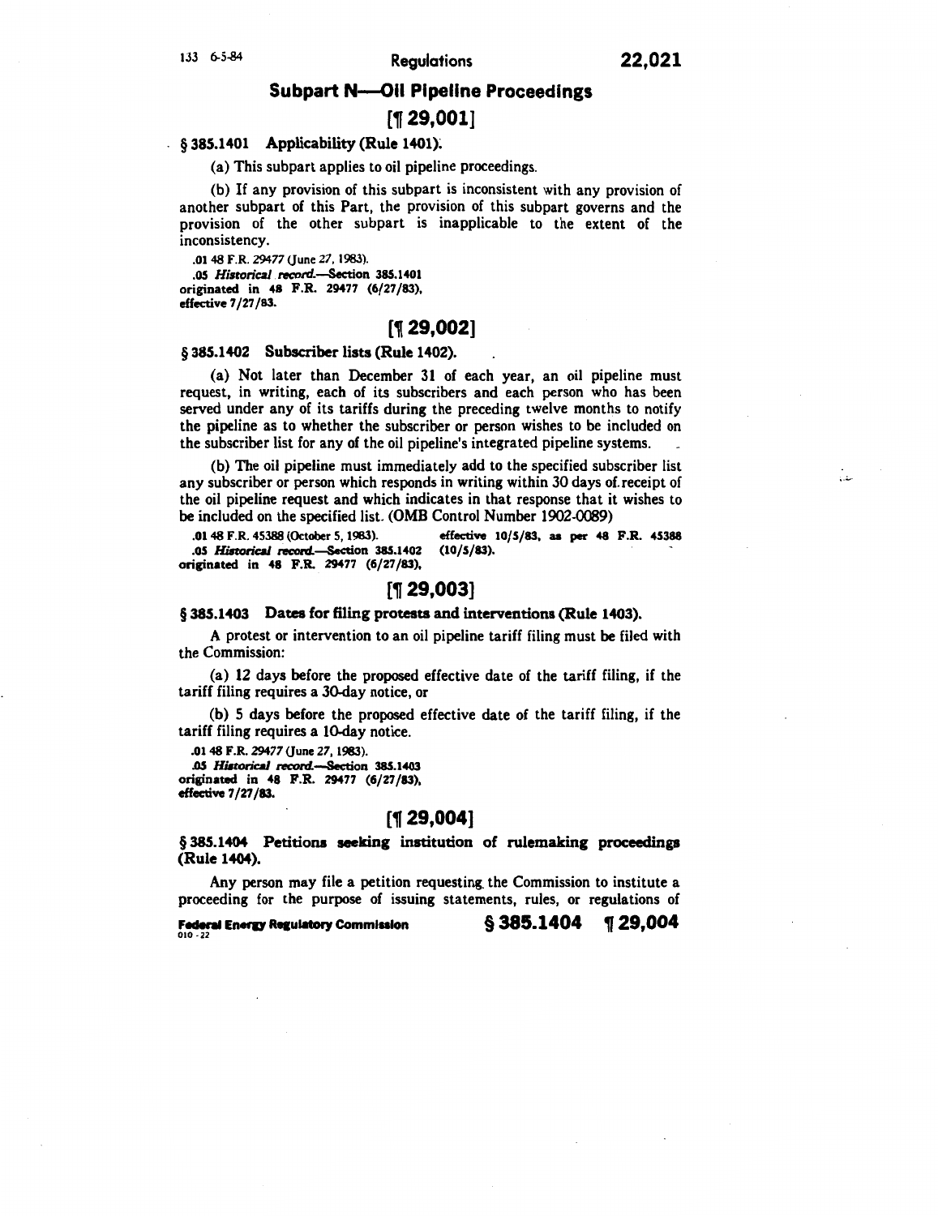## Subpart N—Oil Pipeline Proceedings

### [¶ 29,001]

**§ 385.1401 Applicability (Rule 1401).**

(a) This subpart applies to oil pipeline proceedings.

(b) If any provision of this subpart is inconsistent with any provision of another subpart of this Part, the provision of this subpart governs and the provision of the other subpart is inapplicable to the extent of the inconsistency.

.01 48 F.R. 29477 (June 27, 1983).

**.05 *Historical record.*—Section 385.1401 originated in 48 F.R. 29477 (6/27/83), effective 7/27/83.**

### [¶ 29,002]

**§ 385.1402 Subscriber lists (Rule 1402).**

(a) Not later than December 31 of each year, an oil pipeline must request, in writing, each of its subscribers and each person who has been served under any of its tariffs during the preceding twelve months to notify the pipeline as to whether the subscriber or person wishes to be included on the subscriber list for any of the oil pipeline's integrated pipeline systems.

(b) The oil pipeline must immediately add to the specified subscriber list any subscriber or person which responds in writing within 30 days of receipt of the oil pipeline request and which indicates in that response that it wishes to be included on the specified list. (OMB Control Number 1902-0089)

.01 48 F.R. 45388 (October 5, 1983).

**.05 *Historical record.*—Section 385.1402 originated in 48 F.R. 29477 (6/27/83), effective 10/5/83, as per 48 F.R. 45388 (10/5/83).**

### [¶ 29,003]

**§ 385.1403 Dates for filing protests and interventions (Rule 1403).**

A protest or intervention to an oil pipeline tariff filing must be filed with the Commission:

(a) 12 days before the proposed effective date of the tariff filing, if the tariff filing requires a 30-day notice, or

(b) 5 days before the proposed effective date of the tariff filing, if the tariff filing requires a 10-day notice.

.01 48 F.R. 29477 (June 27, 1983).

**.05 *Historical record.*—Section 385.1403 originated in 48 F.R. 29477 (6/27/83), effective 7/27/83.**

### [¶ 29,004]

**§ 385.1404 Petitions seeking institution of rulemaking proceedings (Rule 1404).**

Any person may file a petition requesting the Commission to institute a proceeding for the purpose of issuing statements, rules, or regulations of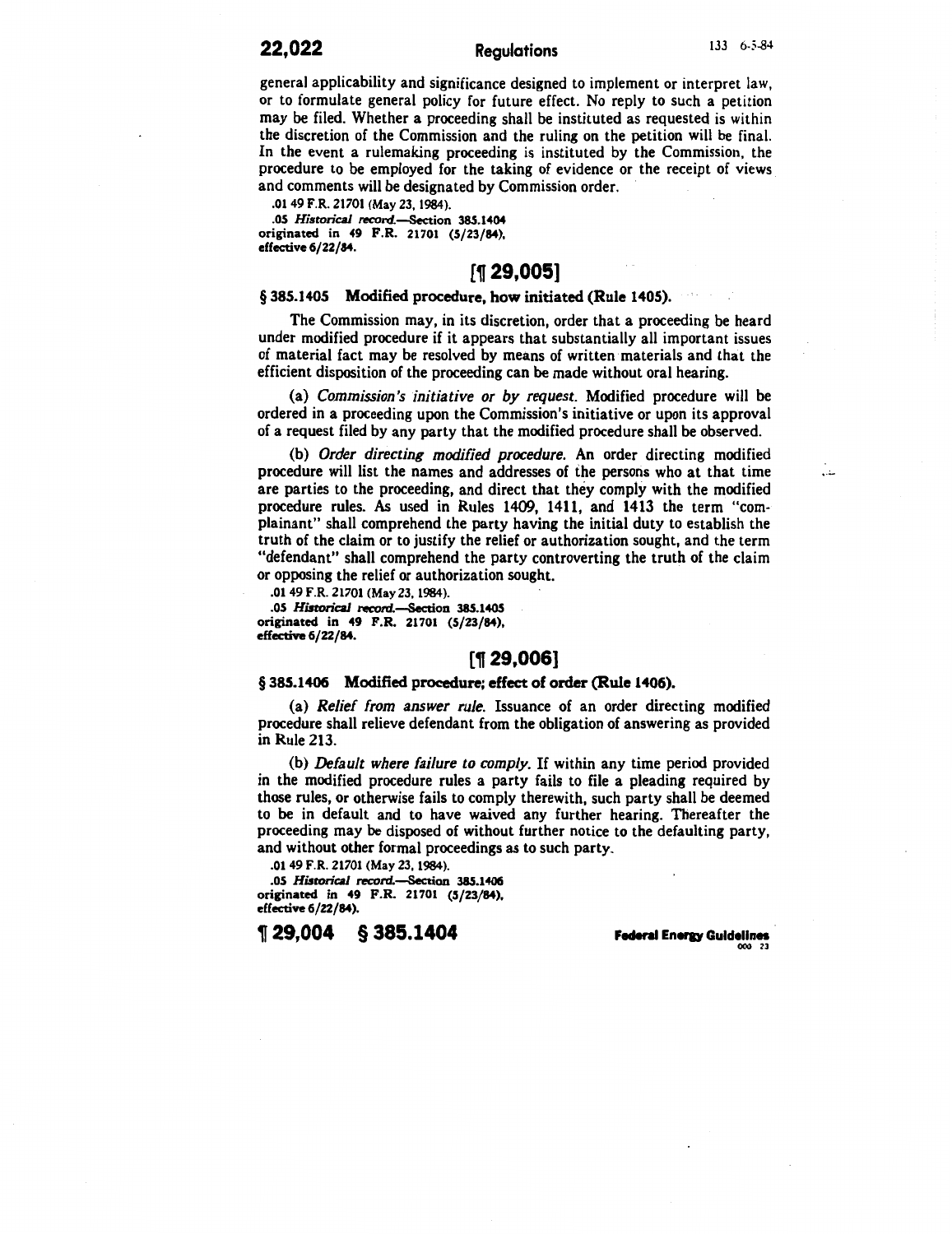general applicability and significance designed to implement or interpret law, or to formulate general policy for future effect. No reply to such a petition may be filed. Whether a proceeding shall be instituted as requested is within the discretion of the Commission and the ruling on the petition will be final. In the event a rulemaking proceeding is instituted by the Commission, the procedure to be employed for the taking of evidence or the receipt of views and comments will be designated by Commission order.

.01 49 F.R. 21701 (May 23, 1984).

.05 *Historical record.*—Section 385.1404 originated in 49 F.R. 21701 (5/23/84), effective 6/22/84.

## [¶ 29,005]

### § 385.1405 Modified procedure, how initiated (Rule 1405).

The Commission may, in its discretion, order that a proceeding be heard under modified procedure if it appears that substantially all important issues of material fact may be resolved by means of written materials and that the efficient disposition of the proceeding can be made without oral hearing.

(a) *Commission's initiative or by request.* Modified procedure will be ordered in a proceeding upon the Commission's initiative or upon its approval of a request filed by any party that the modified procedure shall be observed.

(b) *Order directing modified procedure.* An order directing modified procedure will list the names and addresses of the persons who at that time are parties to the proceeding, and direct that they comply with the modified procedure rules. As used in Rules 1409, 1411, and 1413 the term "complainant" shall comprehend the party having the initial duty to establish the truth of the claim or to justify the relief or authorization sought, and the term "defendant" shall comprehend the party controverting the truth of the claim or opposing the relief or authorization sought.

.01 49 F.R. 21701 (May 23, 1984).

.05 *Historical record.*—Section 385.1405 originated in 49 F.R. 21701 (5/23/84), effective 6/22/84.

## [¶ 29,006]

### § 385.1406 Modified procedure; effect of order (Rule 1406).

(a) *Relief from answer rule.* Issuance of an order directing modified procedure shall relieve defendant from the obligation of answering as provided in Rule 213.

(b) *Default where failure to comply.* If within any time period provided in the modified procedure rules a party fails to file a pleading required by those rules, or otherwise fails to comply therewith, such party shall be deemed to be in default and to have waived any further hearing. Thereafter the proceeding may be disposed of without further notice to the defaulting party, and without other formal proceedings as to such party.

.01 49 F.R. 21701 (May 23, 1984).

.05 *Historical record.*—Section 385.1406 originated in 49 F.R. 21701 (5/23/84), effective 6/22/84.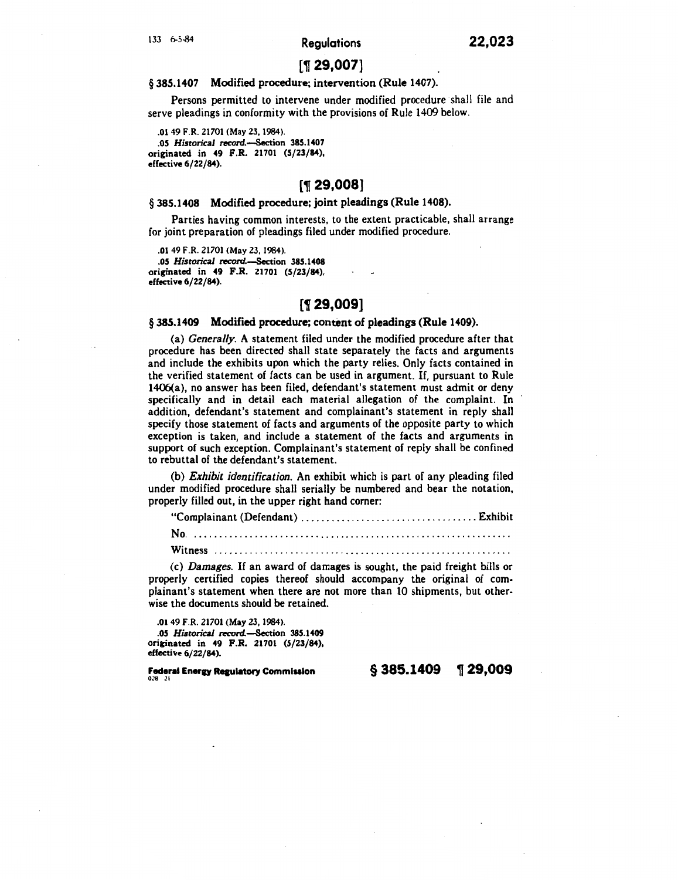[¶ 29,007]

### § 385.1407 Modified procedure; intervention (Rule 1407).

Persons permitted to intervene under modified procedure shall file and serve pleadings in conformity with the provisions of Rule 1409 below.

.01 49 F.R. 21701 (May 23, 1984).

.05 *Historical record.*—Section 385.1407 originated in 49 F.R. 21701 (5/23/84), effective 6/22/84).

[¶ 29,008]

### § 385.1408 Modified procedure; joint pleadings (Rule 1408).

Parties having common interests, to the extent practicable, shall arrange for joint preparation of pleadings filed under modified procedure.

.01 49 F.R. 21701 (May 23, 1984).

.05 *Historical record.*—Section 385.1408 originated in 49 F.R. 21701 (5/23/84), effective 6/22/84).

[¶ 29,009]

### § 385.1409 Modified procedure; content of pleadings (Rule 1409).

(a) *Generally.* A statement filed under the modified procedure after that procedure has been directed shall state separately the facts and arguments and include the exhibits upon which the party relies. Only facts contained in the verified statement of facts can be used in argument. If, pursuant to Rule 1406(a), no answer has been filed, defendant's statement must admit or deny specifically and in detail each material allegation of the complaint. In addition, defendant's statement and complainant's statement in reply shall specify those statement of facts and arguments of the opposite party to which exception is taken, and include a statement of the facts and arguments in support of such exception. Complainant's statement of reply shall be confined to rebuttal of the defendant's statement.

(b) *Exhibit identification.* An exhibit which is part of any pleading filed under modified procedure shall serially be numbered and bear the notation, properly filled out, in the upper right hand corner:

"Complainant (Defendant) .................................. Exhibit

No. ..............................................................

Witness ..........................................................

(c) *Damages.* If an award of damages is sought, the paid freight bills or properly certified copies thereof should accompany the original of complainant's statement when there are not more than 10 shipments, but otherwise the documents should be retained.

.01 49 F.R. 21701 (May 23, 1984).

.05 *Historical record.*—Section 385.1409 originated in 49 F.R. 21701 (5/23/84), effective 6/22/84).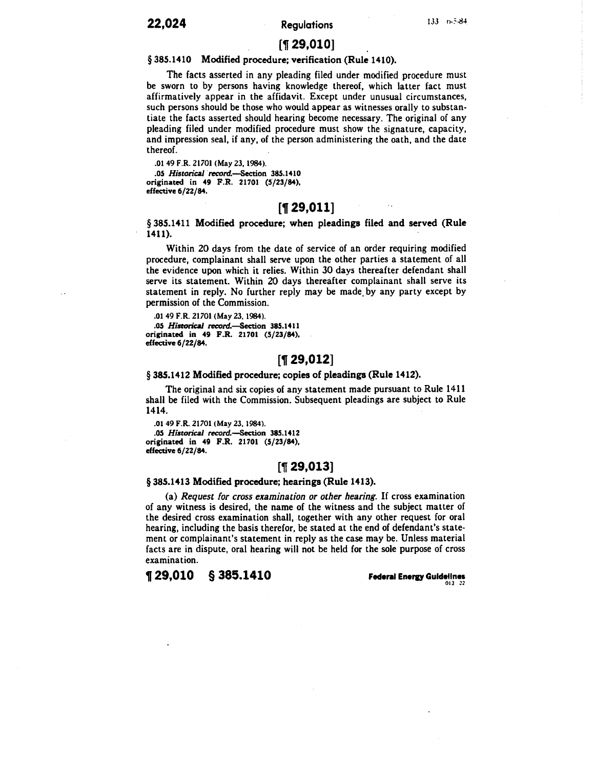## [¶ 29,010]

### § 385.1410 Modified procedure; verification (Rule 1410).

The facts asserted in any pleading filed under modified procedure must be sworn to by persons having knowledge thereof, which latter fact must affirmatively appear in the affidavit. Except under unusual circumstances, such persons should be those who would appear as witnesses orally to substantiate the facts asserted should hearing become necessary. The original of any pleading filed under modified procedure must show the signature, capacity, and impression seal, if any, of the person administering the oath, and the date thereof.

.01 49 F.R. 21701 (May 23, 1984).

.05 *Historical record.*—Section 385.1410 originated in 49 F.R. 21701 (5/23/84), effective 6/22/84.

## [¶ 29,011]

### § 385.1411 Modified procedure; when pleadings filed and served (Rule 1411).

Within 20 days from the date of service of an order requiring modified procedure, complainant shall serve upon the other parties a statement of all the evidence upon which it relies. Within 30 days thereafter defendant shall serve its statement. Within 20 days thereafter complainant shall serve its statement in reply. No further reply may be made by any party except by permission of the Commission.

.01 49 F.R. 21701 (May 23, 1984).

.05 *Historical record.*—Section 385.1411 originated in 49 F.R. 21701 (5/23/84), effective 6/22/84.

## [¶ 29,012]

### § 385.1412 Modified procedure; copies of pleadings (Rule 1412).

The original and six copies of any statement made pursuant to Rule 1411 shall be filed with the Commission. Subsequent pleadings are subject to Rule 1414.

.01 49 F.R. 21701 (May 23, 1984).

.05 *Historical record.*—Section 385.1412 originated in 49 F.R. 21701 (5/23/84), effective 6/22/84.

## [¶ 29,013]

### § 385.1413 Modified procedure; hearings (Rule 1413).

(a) *Request for cross examination or other hearing.* If cross examination of any witness is desired, the name of the witness and the subject matter of the desired cross examination shall, together with any other request for oral hearing, including the basis therefor, be stated at the end of defendant's statement or complainant's statement in reply as the case may be. Unless material facts are in dispute, oral hearing will not be held for the sole purpose of cross examination.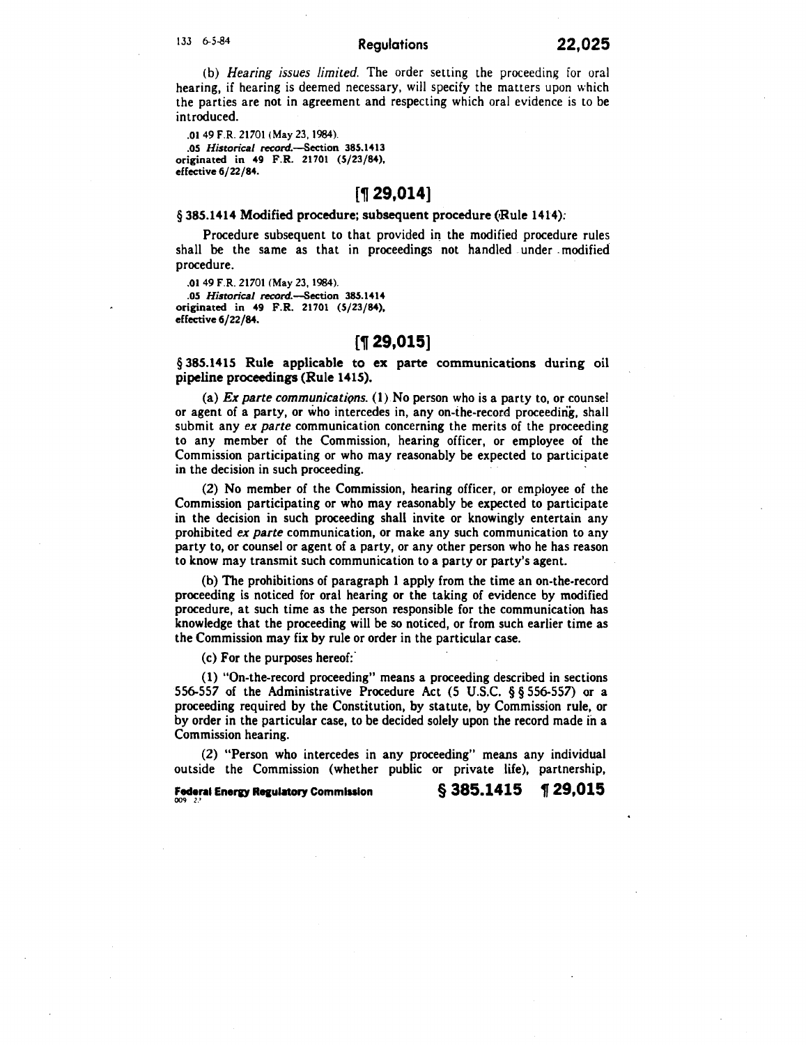(b) *Hearing issues limited.* The order setting the proceeding for oral hearing, if hearing is deemed necessary, will specify the matters upon which the parties are not in agreement and respecting which oral evidence is to be introduced.

.01 49 F.R. 21701 (May 23, 1984).

.05 *Historical record.*—Section 385.1413 originated in 49 F.R. 21701 (5/23/84), effective 6/22/84.

## [¶ 29,014]

**§ 385.1414 Modified procedure; subsequent procedure (Rule 1414):**

Procedure subsequent to that provided in the modified procedure rules shall be the same as that in proceedings not handled under modified procedure.

.01 49 F.R. 21701 (May 23, 1984).

.05 *Historical record.*—Section 385.1414 originated in 49 F.R. 21701 (5/23/84), effective 6/22/84.

## [¶ 29,015]

**§ 385.1415 Rule applicable to ex parte communications during oil pipeline proceedings (Rule 1415).**

(a) *Ex parte communications.* (1) No person who is a party to, or counsel or agent of a party, or who intercedes in, any on-the-record proceeding, shall submit any *ex parte* communication concerning the merits of the proceeding to any member of the Commission, hearing officer, or employee of the Commission participating or who may reasonably be expected to participate in the decision in such proceeding.

(2) No member of the Commission, hearing officer, or employee of the Commission participating or who may reasonably be expected to participate in the decision in such proceeding shall invite or knowingly entertain any prohibited *ex parte* communication, or make any such communication to any party to, or counsel or agent of a party, or any other person who he has reason to know may transmit such communication to a party or party's agent.

(b) The prohibitions of paragraph 1 apply from the time an on-the-record proceeding is noticed for oral hearing or the taking of evidence by modified procedure, at such time as the person responsible for the communication has knowledge that the proceeding will be so noticed, or from such earlier time as the Commission may fix by rule or order in the particular case.

(c) For the purposes hereof:

(1) "On-the-record proceeding" means a proceeding described in sections 556-557 of the Administrative Procedure Act (5 U.S.C. §§ 556-557) or a proceeding required by the Constitution, by statute, by Commission rule, or by order in the particular case, to be decided solely upon the record made in a Commission hearing.

(2) "Person who intercedes in any proceeding" means any individual outside the Commission (whether public or private life), partnership,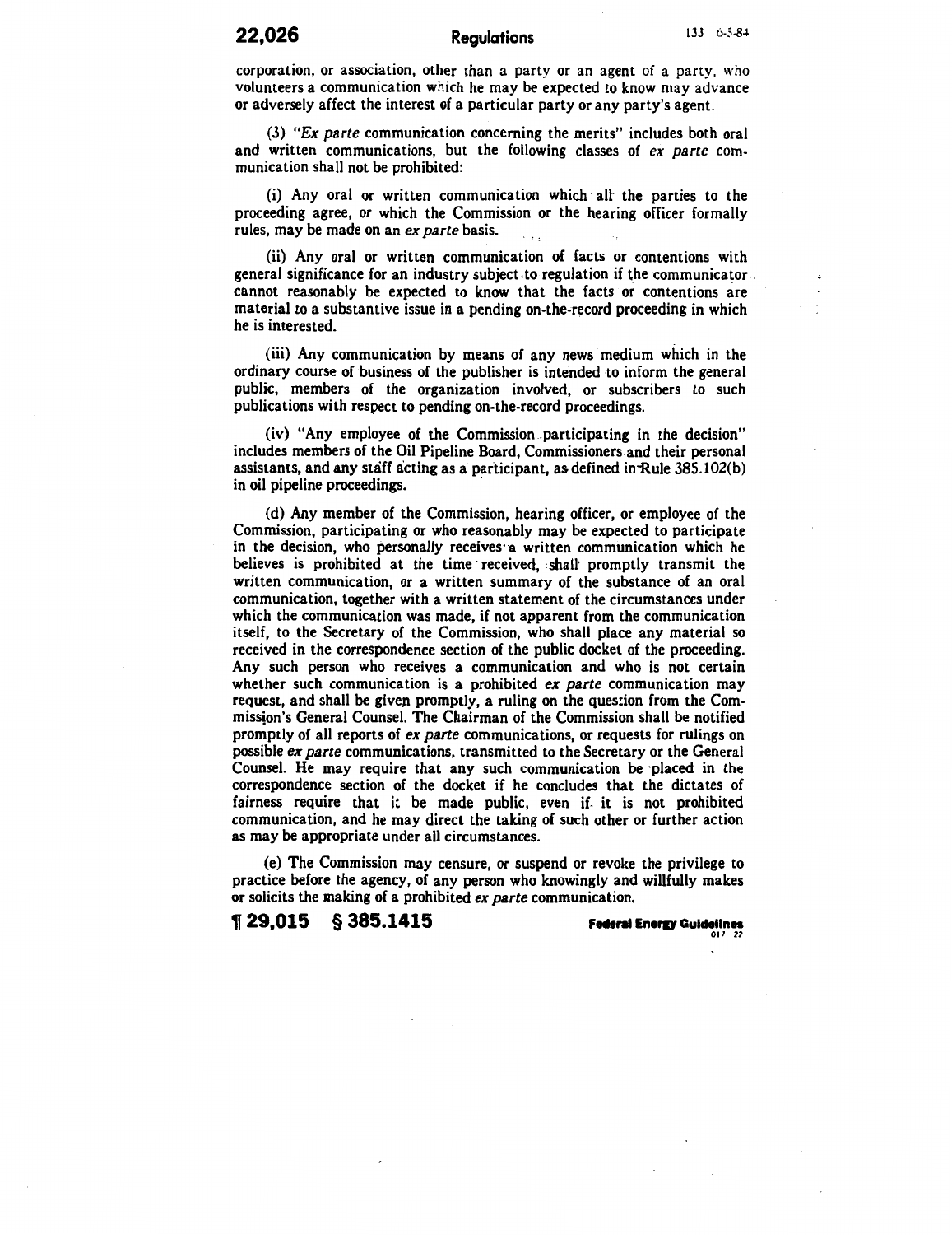corporation, or association, other than a party or an agent of a party, who volunteers a communication which he may be expected to know may advance or adversely affect the interest of a particular party or any party's agent.

(3) "*Ex parte* communication concerning the merits" includes both oral and written communications, but the following classes of *ex parte* communication shall not be prohibited:

(i) Any oral or written communication which all the parties to the proceeding agree, or which the Commission or the hearing officer formally rules, may be made on an *ex parte* basis.

(ii) Any oral or written communication of facts or contentions with general significance for an industry subject to regulation if the communicator cannot reasonably be expected to know that the facts or contentions are material to a substantive issue in a pending on-the-record proceeding in which he is interested.

(iii) Any communication by means of any news medium which in the ordinary course of business of the publisher is intended to inform the general public, members of the organization involved, or subscribers to such publications with respect to pending on-the-record proceedings.

(iv) "Any employee of the Commission participating in the decision" includes members of the Oil Pipeline Board, Commissioners and their personal assistants, and any staff acting as a participant, as defined in Rule 385.102(b) in oil pipeline proceedings.

(d) Any member of the Commission, hearing officer, or employee of the Commission, participating or who reasonably may be expected to participate in the decision, who personally receives a written communication which he believes is prohibited at the time received, shall promptly transmit the written communication, or a written summary of the substance of an oral communication, together with a written statement of the circumstances under which the communication was made, if not apparent from the communication itself, to the Secretary of the Commission, who shall place any material so received in the correspondence section of the public docket of the proceeding. Any such person who receives a communication and who is not certain whether such communication is a prohibited *ex parte* communication may request, and shall be given promptly, a ruling on the question from the Commission's General Counsel. The Chairman of the Commission shall be notified promptly of all reports of *ex parte* communications, or requests for rulings on possible *ex parte* communications, transmitted to the Secretary or the General Counsel. He may require that any such communication be placed in the correspondence section of the docket if he concludes that the dictates of fairness require that it be made public, even if it is not prohibited communication, and he may direct the taking of such other or further action as may be appropriate under all circumstances.

(e) The Commission may censure, or suspend or revoke the privilege to practice before the agency, of any person who knowingly and willfully makes or solicits the making of a prohibited *ex parte* communication.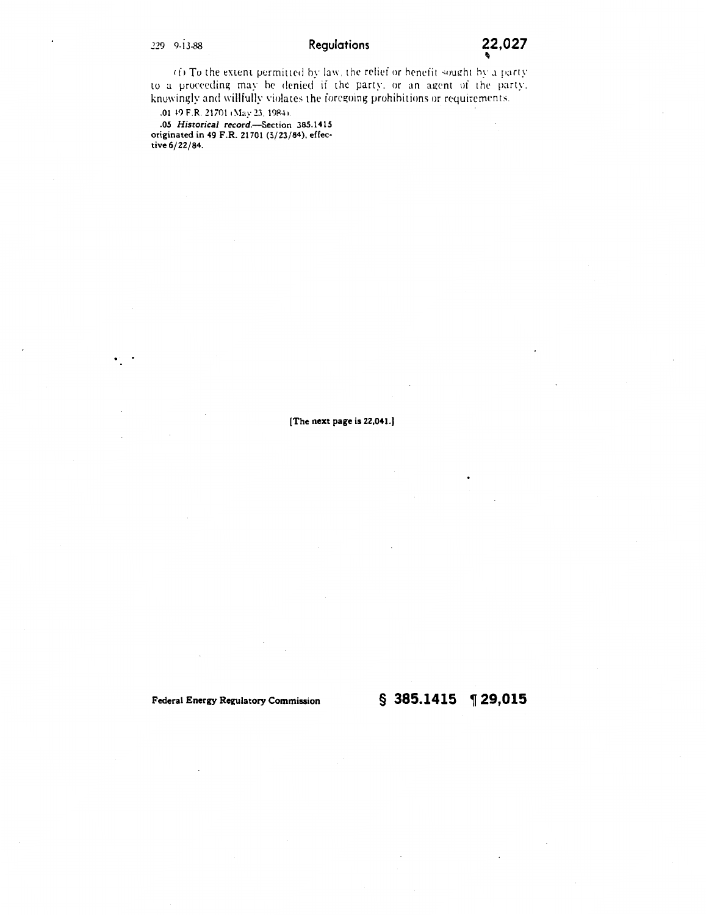(f) To the extent permitted by law, the relief or benefit sought by a party to a proceeding may be denied if the party, or an agent of the party, knowingly and willfully violates the foregoing prohibitions or requirements.

.01 49 F.R. 21701 (May 23, 1984).

.05 *Historical record.*—Section 385.1415 originated in 49 F.R. 21701 (5/23/84), effective 6/22/84.

[The next page is 22,041.]